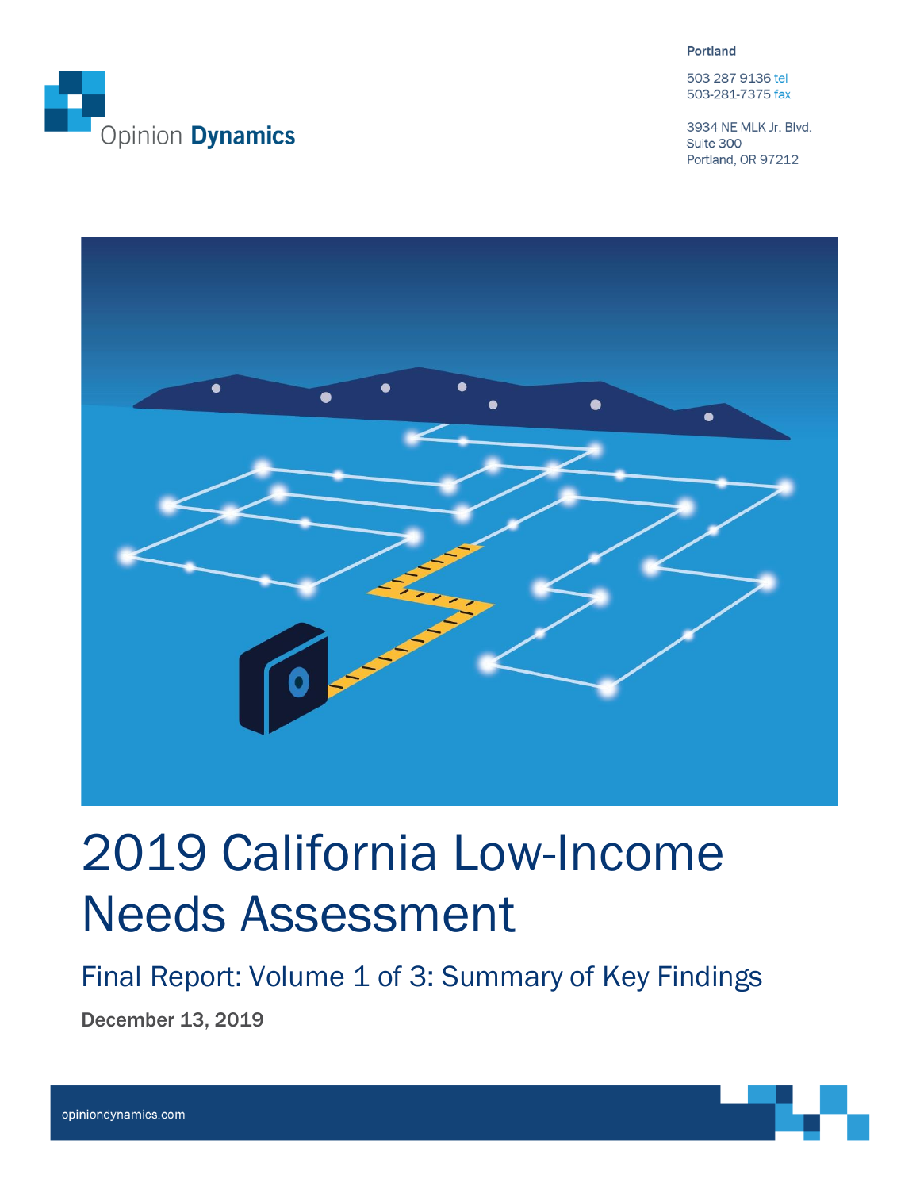Opinion **Dynamics**

**Portland**

503 287 9136 tel
503-281-7375 fax

3934 NE MLK Jr. Blvd.
Suite 300
Portland, OR 97212

# 2019 California Low-Income Needs Assessment

## Final Report: Volume 1 of 3: Summary of Key Findings

**December 13, 2019**

opiniondynamics.com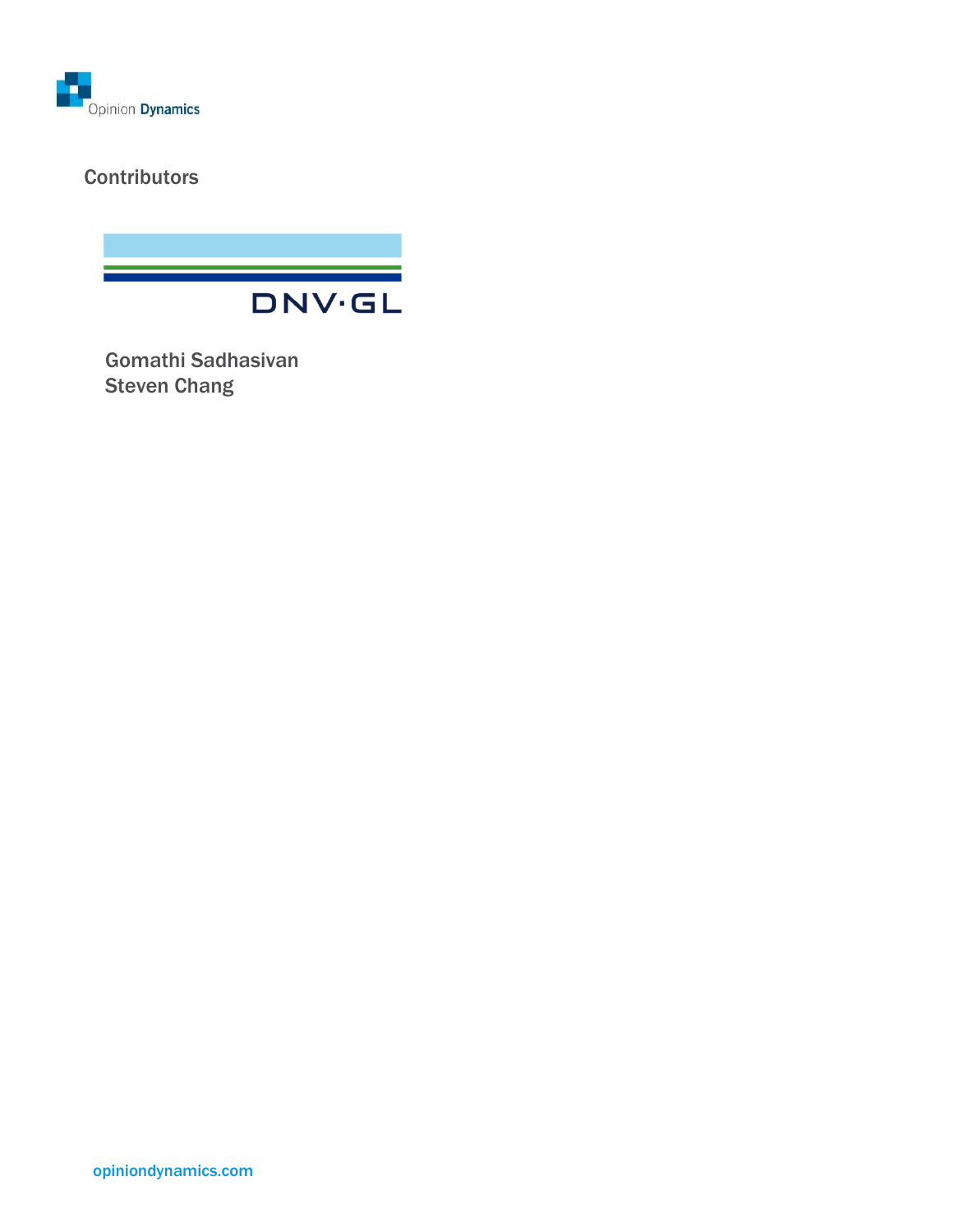## Contributors

DNV·GL

Gomathi Sadhasivan
Steven Chang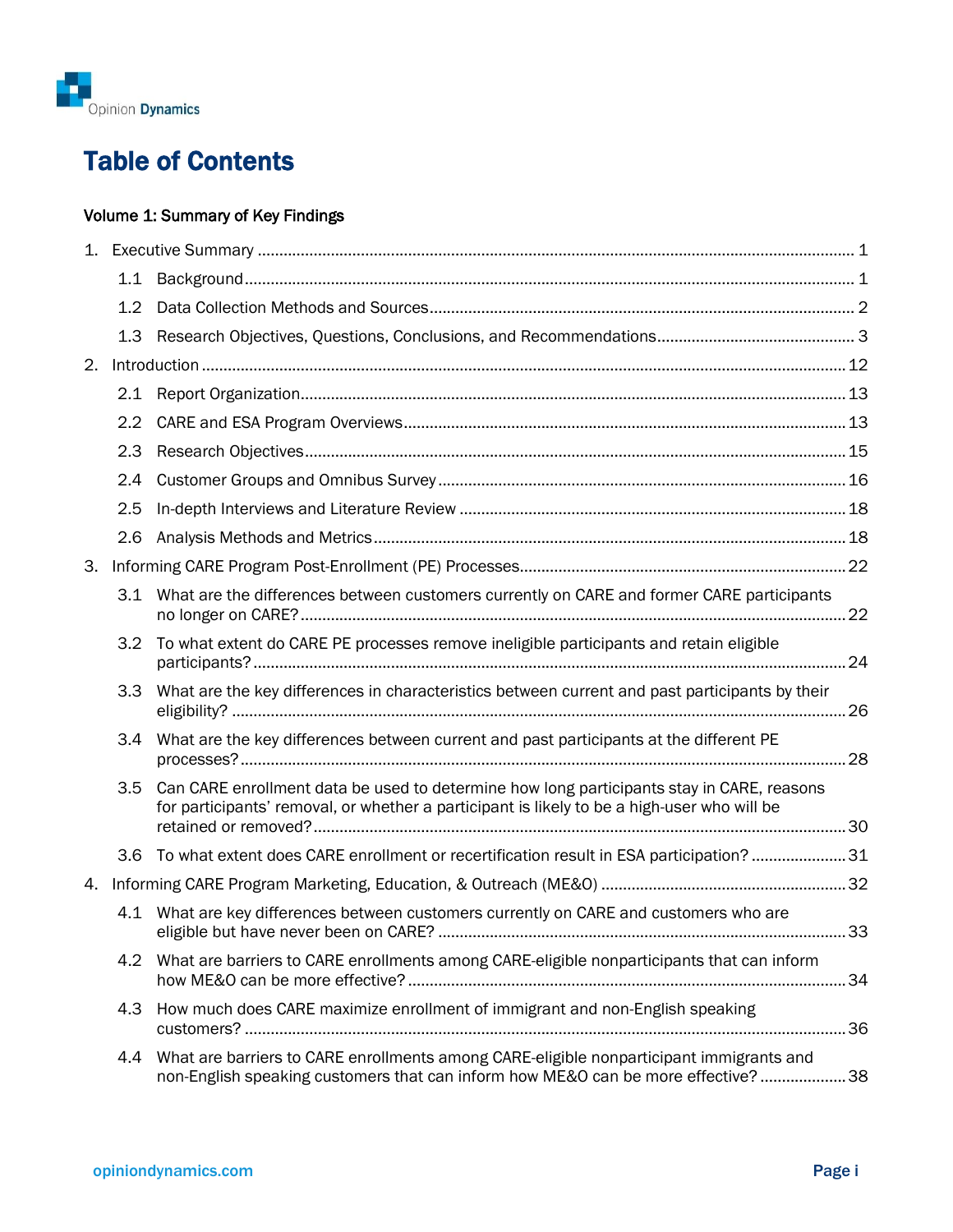# Table of Contents

**Volume 1: Summary of Key Findings**

1. Executive Summary ........................................................ 1
   - 1.1 Background ........................................................ 1
   - 1.2 Data Collection Methods and Sources ........................................................ 2
   - 1.3 Research Objectives, Questions, Conclusions, and Recommendations ........................................................ 3
2. Introduction ........................................................ 12
   - 2.1 Report Organization ........................................................ 13
   - 2.2 CARE and ESA Program Overviews ........................................................ 13
   - 2.3 Research Objectives ........................................................ 15
   - 2.4 Customer Groups and Omnibus Survey ........................................................ 16
   - 2.5 In-depth Interviews and Literature Review ........................................................ 18
   - 2.6 Analysis Methods and Metrics ........................................................ 18
3. Informing CARE Program Post-Enrollment (PE) Processes ........................................................ 22
   - 3.1 What are the differences between customers currently on CARE and former CARE participants no longer on CARE? ........................................................ 22
   - 3.2 To what extent do CARE PE processes remove ineligible participants and retain eligible participants? ........................................................ 24
   - 3.3 What are the key differences in characteristics between current and past participants by their eligibility? ........................................................ 26
   - 3.4 What are the key differences between current and past participants at the different PE processes? ........................................................ 28
   - 3.5 Can CARE enrollment data be used to determine how long participants stay in CARE, reasons for participants' removal, or whether a participant is likely to be a high-user who will be retained or removed? ........................................................ 30
   - 3.6 To what extent does CARE enrollment or recertification result in ESA participation? ........................................................ 31
4. Informing CARE Program Marketing, Education, & Outreach (ME&O) ........................................................ 32
   - 4.1 What are key differences between customers currently on CARE and customers who are eligible but have never been on CARE? ........................................................ 33
   - 4.2 What are barriers to CARE enrollments among CARE-eligible nonparticipants that can inform how ME&O can be more effective? ........................................................ 34
   - 4.3 How much does CARE maximize enrollment of immigrant and non-English speaking customers? ........................................................ 36
   - 4.4 What are barriers to CARE enrollments among CARE-eligible nonparticipant immigrants and non-English speaking customers that can inform how ME&O can be more effective? ........................................................ 38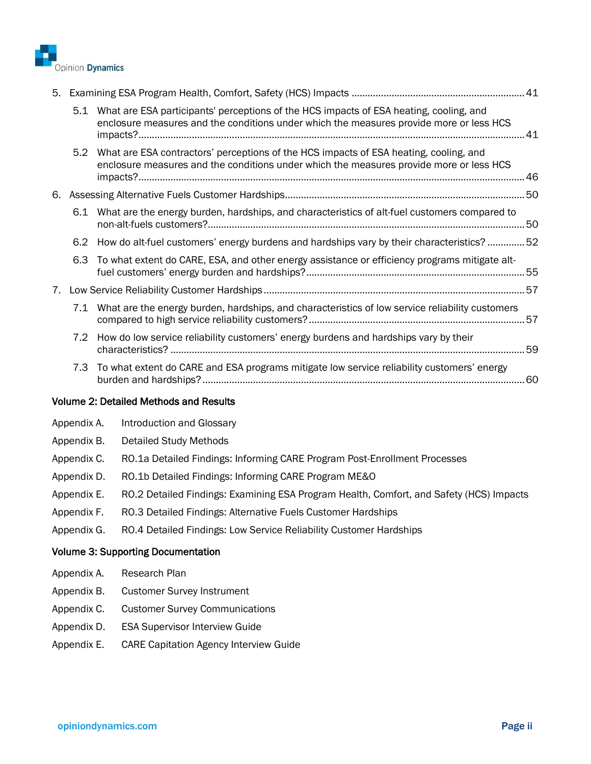5. Examining ESA Program Health, Comfort, Safety (HCS) Impacts ... 41
   - 5.1 What are ESA participants' perceptions of the HCS impacts of ESA heating, cooling, and enclosure measures and the conditions under which the measures provide more or less HCS impacts? ... 41
   - 5.2 What are ESA contractors' perceptions of the HCS impacts of ESA heating, cooling, and enclosure measures and the conditions under which the measures provide more or less HCS impacts? ... 46
6. Assessing Alternative Fuels Customer Hardships ... 50
   - 6.1 What are the energy burden, hardships, and characteristics of alt-fuel customers compared to non-alt-fuels customers? ... 50
   - 6.2 How do alt-fuel customers' energy burdens and hardships vary by their characteristics? ... 52
   - 6.3 To what extent do CARE, ESA, and other energy assistance or efficiency programs mitigate alt-fuel customers' energy burden and hardships? ... 55
7. Low Service Reliability Customer Hardships ... 57
   - 7.1 What are the energy burden, hardships, and characteristics of low service reliability customers compared to high service reliability customers? ... 57
   - 7.2 How do low service reliability customers' energy burdens and hardships vary by their characteristics? ... 59
   - 7.3 To what extent do CARE and ESA programs mitigate low service reliability customers' energy burden and hardships? ... 60

**Volume 2: Detailed Methods and Results**

- Appendix A. Introduction and Glossary
- Appendix B. Detailed Study Methods
- Appendix C. RO.1a Detailed Findings: Informing CARE Program Post-Enrollment Processes
- Appendix D. RO.1b Detailed Findings: Informing CARE Program ME&O
- Appendix E. RO.2 Detailed Findings: Examining ESA Program Health, Comfort, and Safety (HCS) Impacts
- Appendix F. RO.3 Detailed Findings: Alternative Fuels Customer Hardships
- Appendix G. RO.4 Detailed Findings: Low Service Reliability Customer Hardships

**Volume 3: Supporting Documentation**

- Appendix A. Research Plan
- Appendix B. Customer Survey Instrument
- Appendix C. Customer Survey Communications
- Appendix D. ESA Supervisor Interview Guide
- Appendix E. CARE Capitation Agency Interview Guide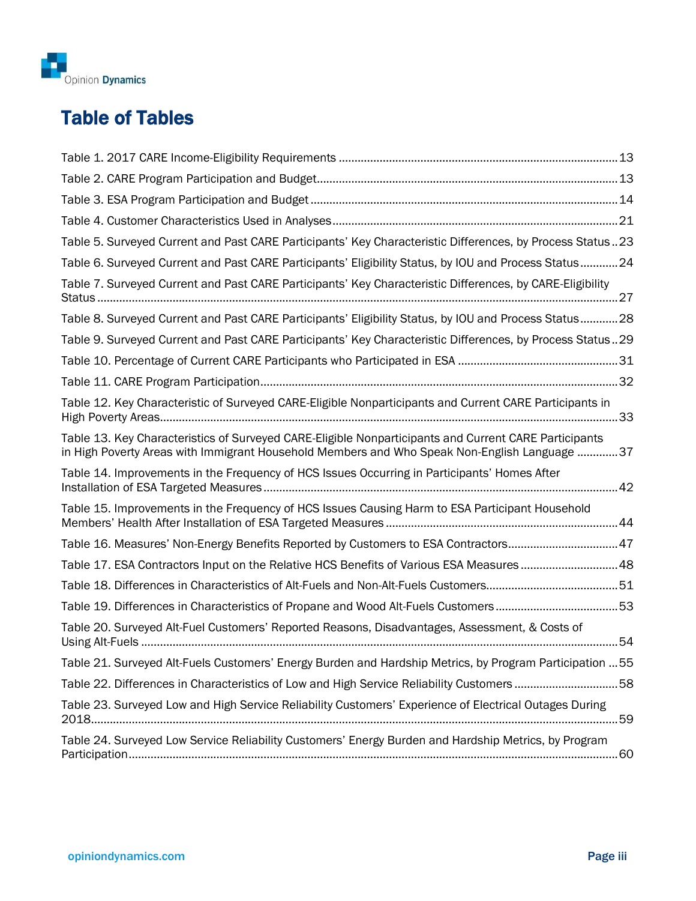# Table of Tables

Table 1. 2017 CARE Income-Eligibility Requirements ........ 13

Table 2. CARE Program Participation and Budget ........ 13

Table 3. ESA Program Participation and Budget ........ 14

Table 4. Customer Characteristics Used in Analyses ........ 21

Table 5. Surveyed Current and Past CARE Participants' Key Characteristic Differences, by Process Status .. 23

Table 6. Surveyed Current and Past CARE Participants' Eligibility Status, by IOU and Process Status ........ 24

Table 7. Surveyed Current and Past CARE Participants' Key Characteristic Differences, by CARE-Eligibility Status ........ 27

Table 8. Surveyed Current and Past CARE Participants' Eligibility Status, by IOU and Process Status ........ 28

Table 9. Surveyed Current and Past CARE Participants' Key Characteristic Differences, by Process Status .. 29

Table 10. Percentage of Current CARE Participants who Participated in ESA ........ 31

Table 11. CARE Program Participation ........ 32

Table 12. Key Characteristic of Surveyed CARE-Eligible Nonparticipants and Current CARE Participants in High Poverty Areas ........ 33

Table 13. Key Characteristics of Surveyed CARE-Eligible Nonparticipants and Current CARE Participants in High Poverty Areas with Immigrant Household Members and Who Speak Non-English Language ........ 37

Table 14. Improvements in the Frequency of HCS Issues Occurring in Participants' Homes After Installation of ESA Targeted Measures ........ 42

Table 15. Improvements in the Frequency of HCS Issues Causing Harm to ESA Participant Household Members' Health After Installation of ESA Targeted Measures ........ 44

Table 16. Measures' Non-Energy Benefits Reported by Customers to ESA Contractors ........ 47

Table 17. ESA Contractors Input on the Relative HCS Benefits of Various ESA Measures ........ 48

Table 18. Differences in Characteristics of Alt-Fuels and Non-Alt-Fuels Customers ........ 51

Table 19. Differences in Characteristics of Propane and Wood Alt-Fuels Customers ........ 53

Table 20. Surveyed Alt-Fuel Customers' Reported Reasons, Disadvantages, Assessment, & Costs of Using Alt-Fuels ........ 54

Table 21. Surveyed Alt-Fuels Customers' Energy Burden and Hardship Metrics, by Program Participation ... 55

Table 22. Differences in Characteristics of Low and High Service Reliability Customers ........ 58

Table 23. Surveyed Low and High Service Reliability Customers' Experience of Electrical Outages During 2018 ........ 59

Table 24. Surveyed Low Service Reliability Customers' Energy Burden and Hardship Metrics, by Program Participation ........ 60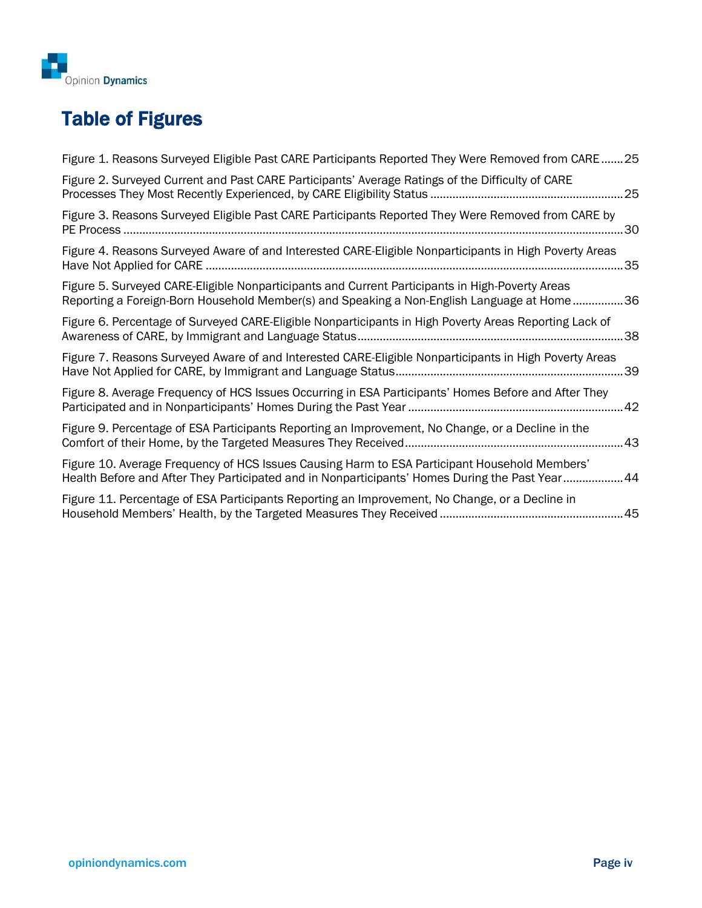# Table of Figures

Figure 1. Reasons Surveyed Eligible Past CARE Participants Reported They Were Removed from CARE ....... 25

Figure 2. Surveyed Current and Past CARE Participants' Average Ratings of the Difficulty of CARE Processes They Most Recently Experienced, by CARE Eligibility Status ....... 25

Figure 3. Reasons Surveyed Eligible Past CARE Participants Reported They Were Removed from CARE by PE Process ....... 30

Figure 4. Reasons Surveyed Aware of and Interested CARE-Eligible Nonparticipants in High Poverty Areas Have Not Applied for CARE ....... 35

Figure 5. Surveyed CARE-Eligible Nonparticipants and Current Participants in High-Poverty Areas Reporting a Foreign-Born Household Member(s) and Speaking a Non-English Language at Home ....... 36

Figure 6. Percentage of Surveyed CARE-Eligible Nonparticipants in High Poverty Areas Reporting Lack of Awareness of CARE, by Immigrant and Language Status ....... 38

Figure 7. Reasons Surveyed Aware of and Interested CARE-Eligible Nonparticipants in High Poverty Areas Have Not Applied for CARE, by Immigrant and Language Status ....... 39

Figure 8. Average Frequency of HCS Issues Occurring in ESA Participants' Homes Before and After They Participated and in Nonparticipants' Homes During the Past Year ....... 42

Figure 9. Percentage of ESA Participants Reporting an Improvement, No Change, or a Decline in the Comfort of their Home, by the Targeted Measures They Received ....... 43

Figure 10. Average Frequency of HCS Issues Causing Harm to ESA Participant Household Members' Health Before and After They Participated and in Nonparticipants' Homes During the Past Year ....... 44

Figure 11. Percentage of ESA Participants Reporting an Improvement, No Change, or a Decline in Household Members' Health, by the Targeted Measures They Received ....... 45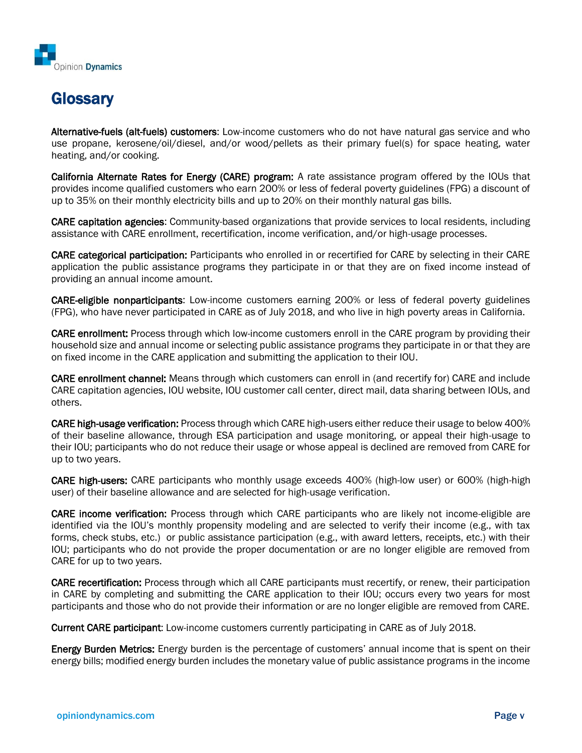# Glossary

**Alternative-fuels (alt-fuels) customers**: Low-income customers who do not have natural gas service and who use propane, kerosene/oil/diesel, and/or wood/pellets as their primary fuel(s) for space heating, water heating, and/or cooking.

**California Alternate Rates for Energy (CARE) program:** A rate assistance program offered by the IOUs that provides income qualified customers who earn 200% or less of federal poverty guidelines (FPG) a discount of up to 35% on their monthly electricity bills and up to 20% on their monthly natural gas bills.

**CARE capitation agencies**: Community-based organizations that provide services to local residents, including assistance with CARE enrollment, recertification, income verification, and/or high-usage processes.

**CARE categorical participation:** Participants who enrolled in or recertified for CARE by selecting in their CARE application the public assistance programs they participate in or that they are on fixed income instead of providing an annual income amount.

**CARE-eligible nonparticipants**: Low-income customers earning 200% or less of federal poverty guidelines (FPG), who have never participated in CARE as of July 2018, and who live in high poverty areas in California.

**CARE enrollment:** Process through which low-income customers enroll in the CARE program by providing their household size and annual income or selecting public assistance programs they participate in or that they are on fixed income in the CARE application and submitting the application to their IOU.

**CARE enrollment channel:** Means through which customers can enroll in (and recertify for) CARE and include CARE capitation agencies, IOU website, IOU customer call center, direct mail, data sharing between IOUs, and others.

**CARE high-usage verification:** Process through which CARE high-users either reduce their usage to below 400% of their baseline allowance, through ESA participation and usage monitoring, or appeal their high-usage to their IOU; participants who do not reduce their usage or whose appeal is declined are removed from CARE for up to two years.

**CARE high-users:** CARE participants who monthly usage exceeds 400% (high-low user) or 600% (high-high user) of their baseline allowance and are selected for high-usage verification.

**CARE income verification:** Process through which CARE participants who are likely not income-eligible are identified via the IOU's monthly propensity modeling and are selected to verify their income (e.g., with tax forms, check stubs, etc.) or public assistance participation (e.g., with award letters, receipts, etc.) with their IOU; participants who do not provide the proper documentation or are no longer eligible are removed from CARE for up to two years.

**CARE recertification:** Process through which all CARE participants must recertify, or renew, their participation in CARE by completing and submitting the CARE application to their IOU; occurs every two years for most participants and those who do not provide their information or are no longer eligible are removed from CARE.

**Current CARE participant**: Low-income customers currently participating in CARE as of July 2018.

**Energy Burden Metrics:** Energy burden is the percentage of customers' annual income that is spent on their energy bills; modified energy burden includes the monetary value of public assistance programs in the income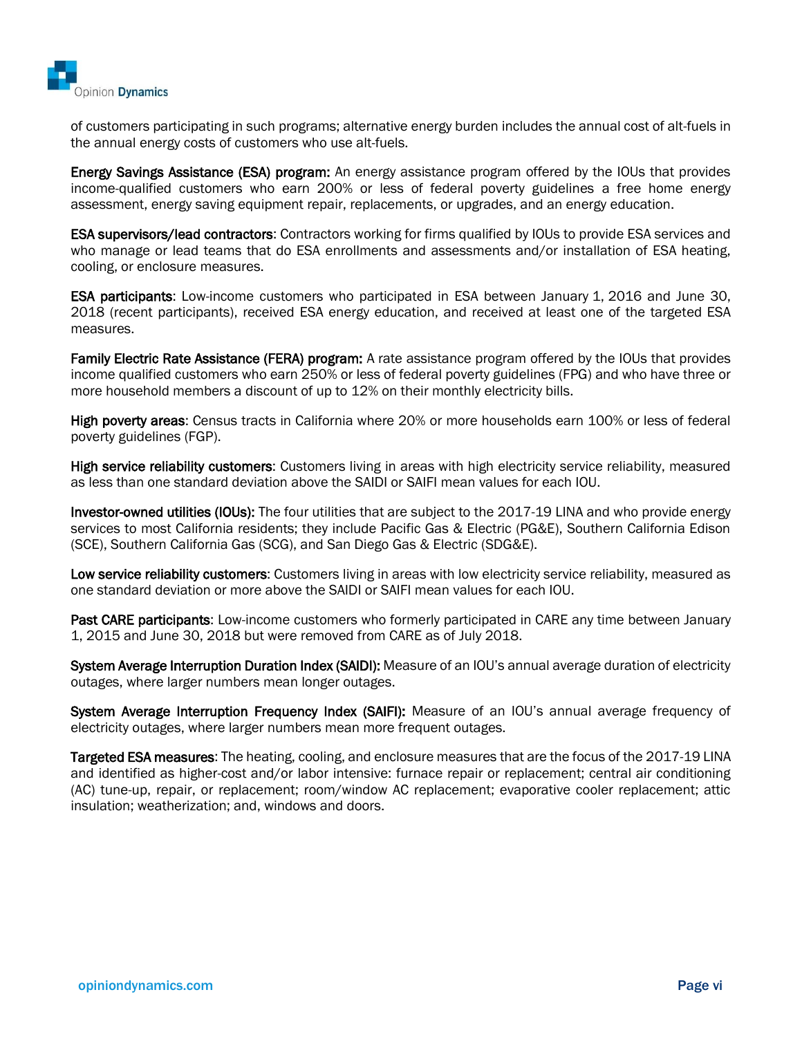of customers participating in such programs; alternative energy burden includes the annual cost of alt-fuels in the annual energy costs of customers who use alt-fuels.

**Energy Savings Assistance (ESA) program:** An energy assistance program offered by the IOUs that provides income-qualified customers who earn 200% or less of federal poverty guidelines a free home energy assessment, energy saving equipment repair, replacements, or upgrades, and an energy education.

**ESA supervisors/lead contractors**: Contractors working for firms qualified by IOUs to provide ESA services and who manage or lead teams that do ESA enrollments and assessments and/or installation of ESA heating, cooling, or enclosure measures.

**ESA participants**: Low-income customers who participated in ESA between January 1, 2016 and June 30, 2018 (recent participants), received ESA energy education, and received at least one of the targeted ESA measures.

**Family Electric Rate Assistance (FERA) program:** A rate assistance program offered by the IOUs that provides income qualified customers who earn 250% or less of federal poverty guidelines (FPG) and who have three or more household members a discount of up to 12% on their monthly electricity bills.

**High poverty areas**: Census tracts in California where 20% or more households earn 100% or less of federal poverty guidelines (FGP).

**High service reliability customers**: Customers living in areas with high electricity service reliability, measured as less than one standard deviation above the SAIDI or SAIFI mean values for each IOU.

**Investor-owned utilities (IOUs):** The four utilities that are subject to the 2017-19 LINA and who provide energy services to most California residents; they include Pacific Gas & Electric (PG&E), Southern California Edison (SCE), Southern California Gas (SCG), and San Diego Gas & Electric (SDG&E).

**Low service reliability customers**: Customers living in areas with low electricity service reliability, measured as one standard deviation or more above the SAIDI or SAIFI mean values for each IOU.

**Past CARE participants**: Low-income customers who formerly participated in CARE any time between January 1, 2015 and June 30, 2018 but were removed from CARE as of July 2018.

**System Average Interruption Duration Index (SAIDI):** Measure of an IOU's annual average duration of electricity outages, where larger numbers mean longer outages.

**System Average Interruption Frequency Index (SAIFI):** Measure of an IOU's annual average frequency of electricity outages, where larger numbers mean more frequent outages.

**Targeted ESA measures**: The heating, cooling, and enclosure measures that are the focus of the 2017-19 LINA and identified as higher-cost and/or labor intensive: furnace repair or replacement; central air conditioning (AC) tune-up, repair, or replacement; room/window AC replacement; evaporative cooler replacement; attic insulation; weatherization; and, windows and doors.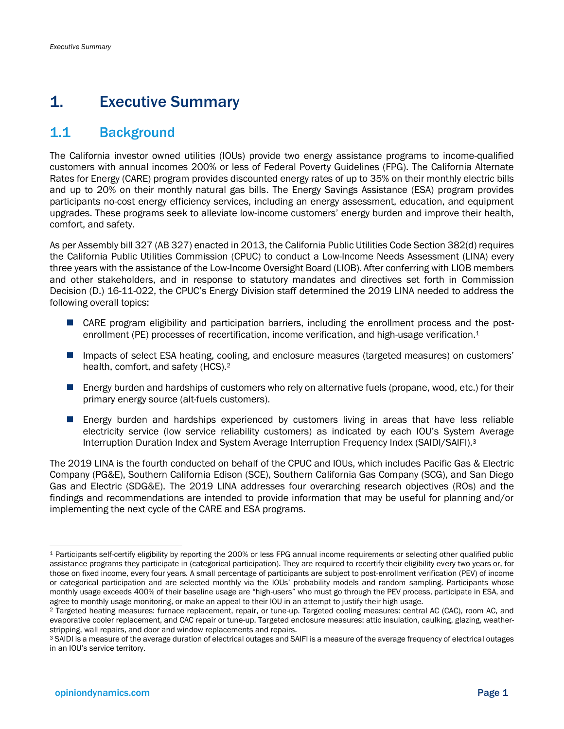# 1. Executive Summary

## 1.1 Background

The California investor owned utilities (IOUs) provide two energy assistance programs to income-qualified customers with annual incomes 200% or less of Federal Poverty Guidelines (FPG). The California Alternate Rates for Energy (CARE) program provides discounted energy rates of up to 35% on their monthly electric bills and up to 20% on their monthly natural gas bills. The Energy Savings Assistance (ESA) program provides participants no-cost energy efficiency services, including an energy assessment, education, and equipment upgrades. These programs seek to alleviate low-income customers' energy burden and improve their health, comfort, and safety.

As per Assembly bill 327 (AB 327) enacted in 2013, the California Public Utilities Code Section 382(d) requires the California Public Utilities Commission (CPUC) to conduct a Low-Income Needs Assessment (LINA) every three years with the assistance of the Low-Income Oversight Board (LIOB). After conferring with LIOB members and other stakeholders, and in response to statutory mandates and directives set forth in Commission Decision (D.) 16-11-022, the CPUC's Energy Division staff determined the 2019 LINA needed to address the following overall topics:

- CARE program eligibility and participation barriers, including the enrollment process and the post-enrollment (PE) processes of recertification, income verification, and high-usage verification.[1]
- Impacts of select ESA heating, cooling, and enclosure measures (targeted measures) on customers' health, comfort, and safety (HCS).[2]
- Energy burden and hardships of customers who rely on alternative fuels (propane, wood, etc.) for their primary energy source (alt-fuels customers).
- Energy burden and hardships experienced by customers living in areas that have less reliable electricity service (low service reliability customers) as indicated by each IOU's System Average Interruption Duration Index and System Average Interruption Frequency Index (SAIDI/SAIFI).[3]

The 2019 LINA is the fourth conducted on behalf of the CPUC and IOUs, which includes Pacific Gas & Electric Company (PG&E), Southern California Edison (SCE), Southern California Gas Company (SCG), and San Diego Gas and Electric (SDG&E). The 2019 LINA addresses four overarching research objectives (ROs) and the findings and recommendations are intended to provide information that may be useful for planning and/or implementing the next cycle of the CARE and ESA programs.

---

[1] Participants self-certify eligibility by reporting the 200% or less FPG annual income requirements or selecting other qualified public assistance programs they participate in (categorical participation). They are required to recertify their eligibility every two years or, for those on fixed income, every four years. A small percentage of participants are subject to post-enrollment verification (PEV) of income or categorical participation and are selected monthly via the IOUs' probability models and random sampling. Participants whose monthly usage exceeds 400% of their baseline usage are "high-users" who must go through the PEV process, participate in ESA, and agree to monthly usage monitoring, or make an appeal to their IOU in an attempt to justify their high usage.

[2] Targeted heating measures: furnace replacement, repair, or tune-up. Targeted cooling measures: central AC (CAC), room AC, and evaporative cooler replacement, and CAC repair or tune-up. Targeted enclosure measures: attic insulation, caulking, glazing, weather-stripping, wall repairs, and door and window replacements and repairs.

[3] SAIDI is a measure of the average duration of electrical outages and SAIFI is a measure of the average frequency of electrical outages in an IOU's service territory.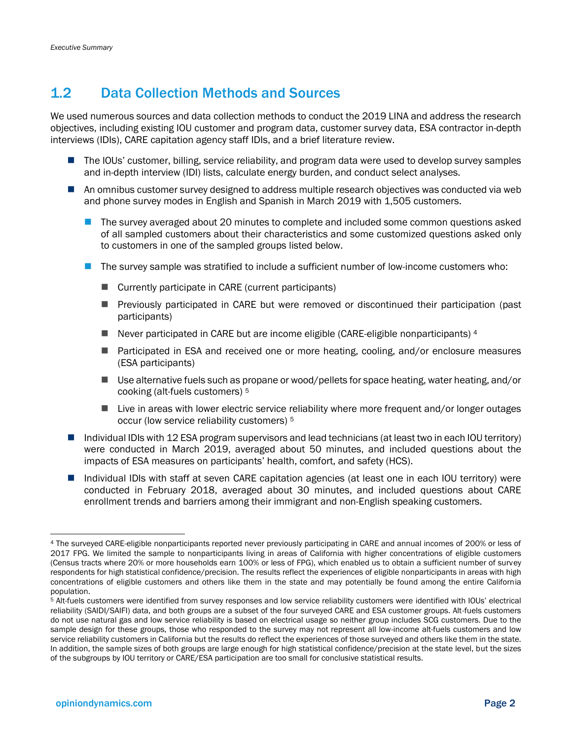## 1.2 Data Collection Methods and Sources

We used numerous sources and data collection methods to conduct the 2019 LINA and address the research objectives, including existing IOU customer and program data, customer survey data, ESA contractor in-depth interviews (IDIs), CARE capitation agency staff IDIs, and a brief literature review.

- The IOUs' customer, billing, service reliability, and program data were used to develop survey samples and in-depth interview (IDI) lists, calculate energy burden, and conduct select analyses.
- An omnibus customer survey designed to address multiple research objectives was conducted via web and phone survey modes in English and Spanish in March 2019 with 1,505 customers.
  - The survey averaged about 20 minutes to complete and included some common questions asked of all sampled customers about their characteristics and some customized questions asked only to customers in one of the sampled groups listed below.
  - The survey sample was stratified to include a sufficient number of low-income customers who:
    - Currently participate in CARE (current participants)
    - Previously participated in CARE but were removed or discontinued their participation (past participants)
    - Never participated in CARE but are income eligible (CARE-eligible nonparticipants) [4]
    - Participated in ESA and received one or more heating, cooling, and/or enclosure measures (ESA participants)
    - Use alternative fuels such as propane or wood/pellets for space heating, water heating, and/or cooking (alt-fuels customers) [5]
    - Live in areas with lower electric service reliability where more frequent and/or longer outages occur (low service reliability customers) [5]
- Individual IDIs with 12 ESA program supervisors and lead technicians (at least two in each IOU territory) were conducted in March 2019, averaged about 50 minutes, and included questions about the impacts of ESA measures on participants' health, comfort, and safety (HCS).
- Individual IDIs with staff at seven CARE capitation agencies (at least one in each IOU territory) were conducted in February 2018, averaged about 30 minutes, and included questions about CARE enrollment trends and barriers among their immigrant and non-English speaking customers.

---

[4] The surveyed CARE-eligible nonparticipants reported never previously participating in CARE and annual incomes of 200% or less of 2017 FPG. We limited the sample to nonparticipants living in areas of California with higher concentrations of eligible customers (Census tracts where 20% or more households earn 100% or less of FPG), which enabled us to obtain a sufficient number of survey respondents for high statistical confidence/precision. The results reflect the experiences of eligible nonparticipants in areas with high concentrations of eligible customers and others like them in the state and may potentially be found among the entire California population.

[5] Alt-fuels customers were identified from survey responses and low service reliability customers were identified with IOUs' electrical reliability (SAIDI/SAIFI) data, and both groups are a subset of the four surveyed CARE and ESA customer groups. Alt-fuels customers do not use natural gas and low service reliability is based on electrical usage so neither group includes SCG customers. Due to the sample design for these groups, those who responded to the survey may not represent all low-income alt-fuels customers and low service reliability customers in California but the results do reflect the experiences of those surveyed and others like them in the state. In addition, the sample sizes of both groups are large enough for high statistical confidence/precision at the state level, but the sizes of the subgroups by IOU territory or CARE/ESA participation are too small for conclusive statistical results.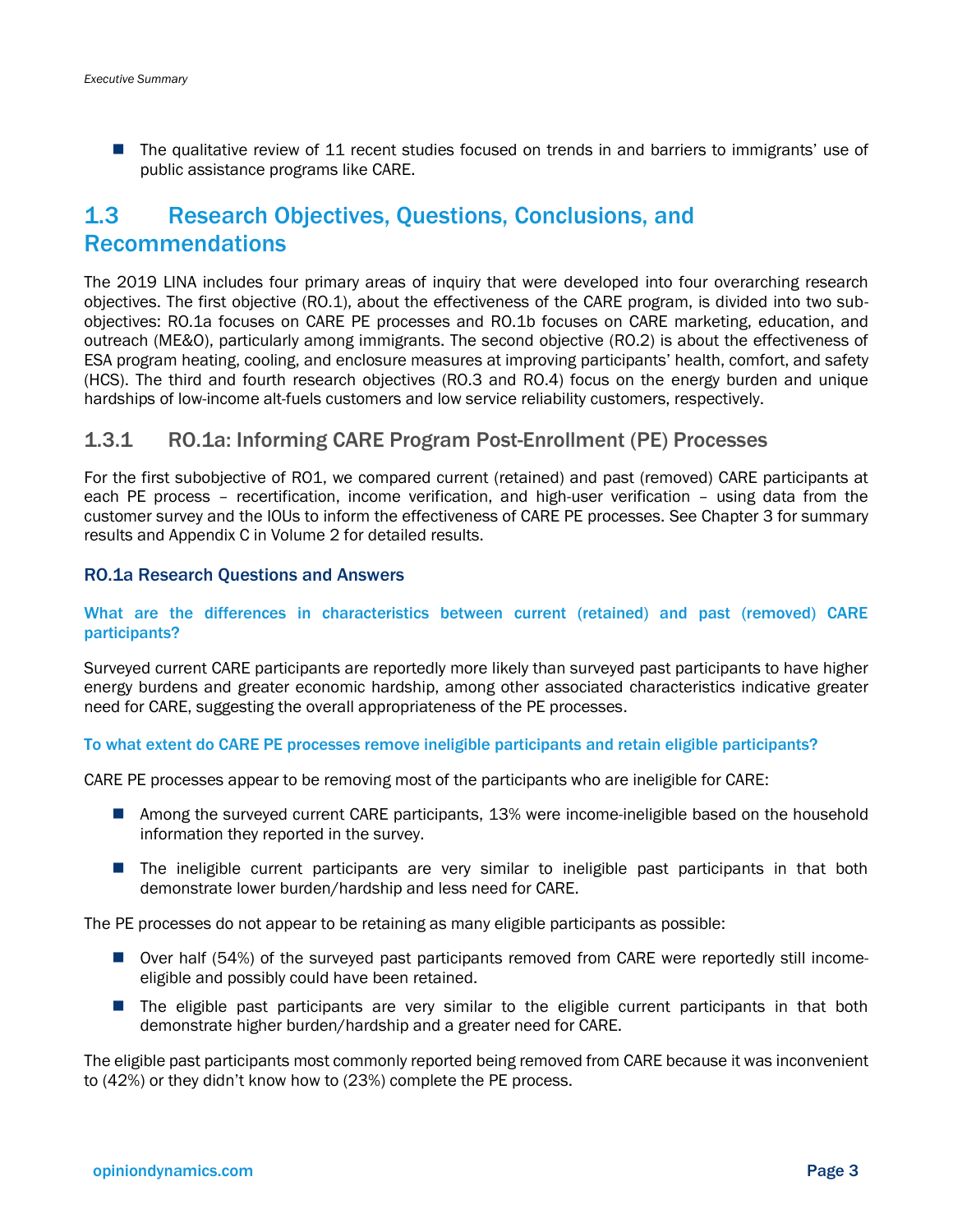- The qualitative review of 11 recent studies focused on trends in and barriers to immigrants' use of public assistance programs like CARE.

## 1.3 Research Objectives, Questions, Conclusions, and Recommendations

The 2019 LINA includes four primary areas of inquiry that were developed into four overarching research objectives. The first objective (RO.1), about the effectiveness of the CARE program, is divided into two sub-objectives: RO.1a focuses on CARE PE processes and RO.1b focuses on CARE marketing, education, and outreach (ME&O), particularly among immigrants. The second objective (RO.2) is about the effectiveness of ESA program heating, cooling, and enclosure measures at improving participants' health, comfort, and safety (HCS). The third and fourth research objectives (RO.3 and RO.4) focus on the energy burden and unique hardships of low-income alt-fuels customers and low service reliability customers, respectively.

### 1.3.1 RO.1a: Informing CARE Program Post-Enrollment (PE) Processes

For the first subobjective of RO1, we compared current (retained) and past (removed) CARE participants at each PE process – recertification, income verification, and high-user verification – using data from the customer survey and the IOUs to inform the effectiveness of CARE PE processes. See Chapter 3 for summary results and Appendix C in Volume 2 for detailed results.

#### RO.1a Research Questions and Answers

**What are the differences in characteristics between current (retained) and past (removed) CARE participants?**

Surveyed current CARE participants are reportedly more likely than surveyed past participants to have higher energy burdens and greater economic hardship, among other associated characteristics indicative greater need for CARE, suggesting the overall appropriateness of the PE processes.

**To what extent do CARE PE processes remove ineligible participants and retain eligible participants?**

CARE PE processes appear to be removing most of the participants who are ineligible for CARE:

- Among the surveyed current CARE participants, 13% were income-ineligible based on the household information they reported in the survey.
- The ineligible current participants are very similar to ineligible past participants in that both demonstrate lower burden/hardship and less need for CARE.

The PE processes do not appear to be retaining as many eligible participants as possible:

- Over half (54%) of the surveyed past participants removed from CARE were reportedly still income-eligible and possibly could have been retained.
- The eligible past participants are very similar to the eligible current participants in that both demonstrate higher burden/hardship and a greater need for CARE.

The eligible past participants most commonly reported being removed from CARE because it was inconvenient to (42%) or they didn't know how to (23%) complete the PE process.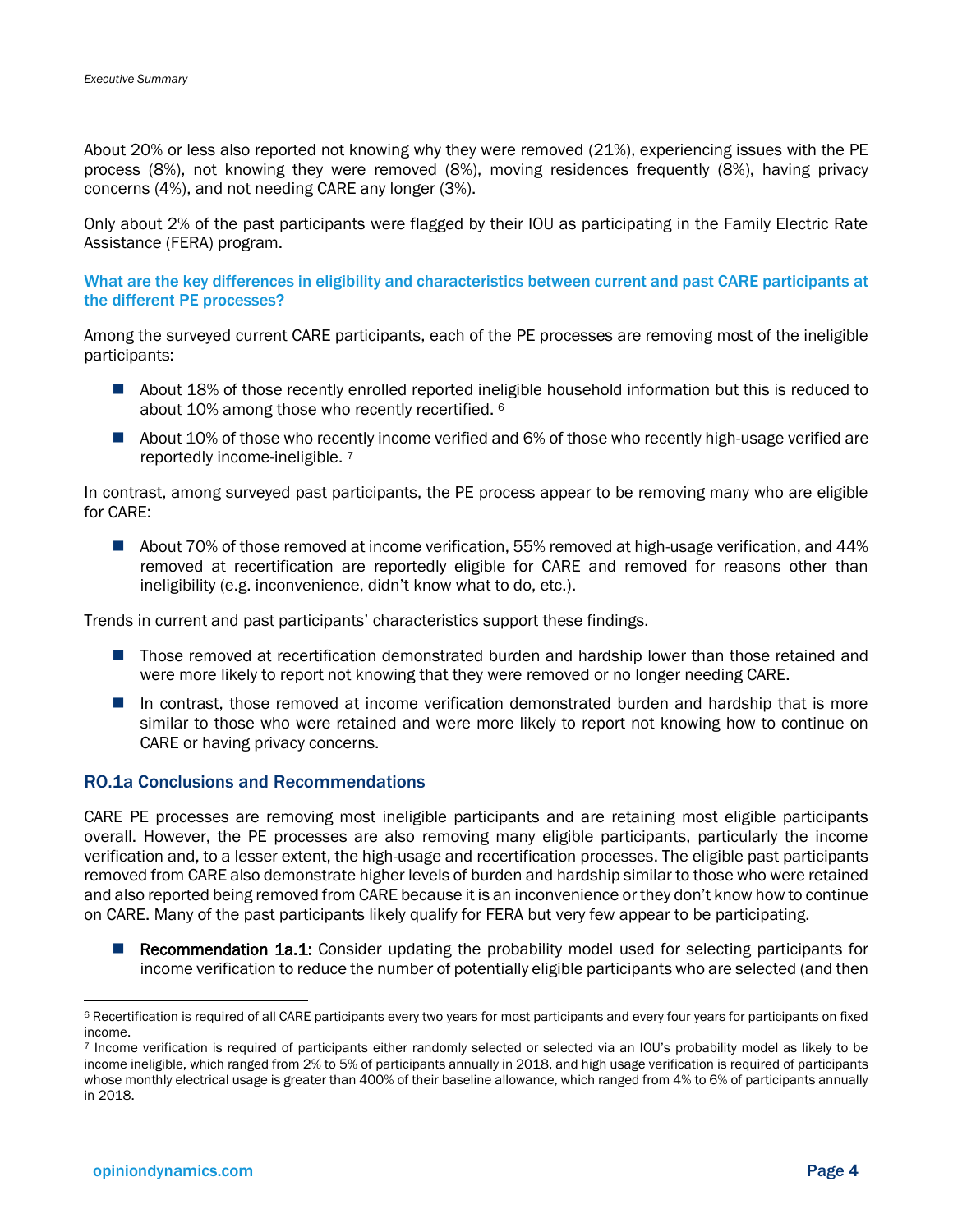About 20% or less also reported not knowing why they were removed (21%), experiencing issues with the PE process (8%), not knowing they were removed (8%), moving residences frequently (8%), having privacy concerns (4%), and not needing CARE any longer (3%).

Only about 2% of the past participants were flagged by their IOU as participating in the Family Electric Rate Assistance (FERA) program.

### What are the key differences in eligibility and characteristics between current and past CARE participants at the different PE processes?

Among the surveyed current CARE participants, each of the PE processes are removing most of the ineligible participants:

- About 18% of those recently enrolled reported ineligible household information but this is reduced to about 10% among those who recently recertified. [6]
- About 10% of those who recently income verified and 6% of those who recently high-usage verified are reportedly income-ineligible. [7]

In contrast, among surveyed past participants, the PE process appear to be removing many who are eligible for CARE:

- About 70% of those removed at income verification, 55% removed at high-usage verification, and 44% removed at recertification are reportedly eligible for CARE and removed for reasons other than ineligibility (e.g. inconvenience, didn't know what to do, etc.).

Trends in current and past participants' characteristics support these findings.

- Those removed at recertification demonstrated burden and hardship lower than those retained and were more likely to report not knowing that they were removed or no longer needing CARE.
- In contrast, those removed at income verification demonstrated burden and hardship that is more similar to those who were retained and were more likely to report not knowing how to continue on CARE or having privacy concerns.

## RO.1a Conclusions and Recommendations

CARE PE processes are removing most ineligible participants and are retaining most eligible participants overall. However, the PE processes are also removing many eligible participants, particularly the income verification and, to a lesser extent, the high-usage and recertification processes. The eligible past participants removed from CARE also demonstrate higher levels of burden and hardship similar to those who were retained and also reported being removed from CARE because it is an inconvenience or they don't know how to continue on CARE. Many of the past participants likely qualify for FERA but very few appear to be participating.

- **Recommendation 1a.1:** Consider updating the probability model used for selecting participants for income verification to reduce the number of potentially eligible participants who are selected (and then

---

[6] Recertification is required of all CARE participants every two years for most participants and every four years for participants on fixed income.

[7] Income verification is required of participants either randomly selected or selected via an IOU's probability model as likely to be income ineligible, which ranged from 2% to 5% of participants annually in 2018, and high usage verification is required of participants whose monthly electrical usage is greater than 400% of their baseline allowance, which ranged from 4% to 6% of participants annually in 2018.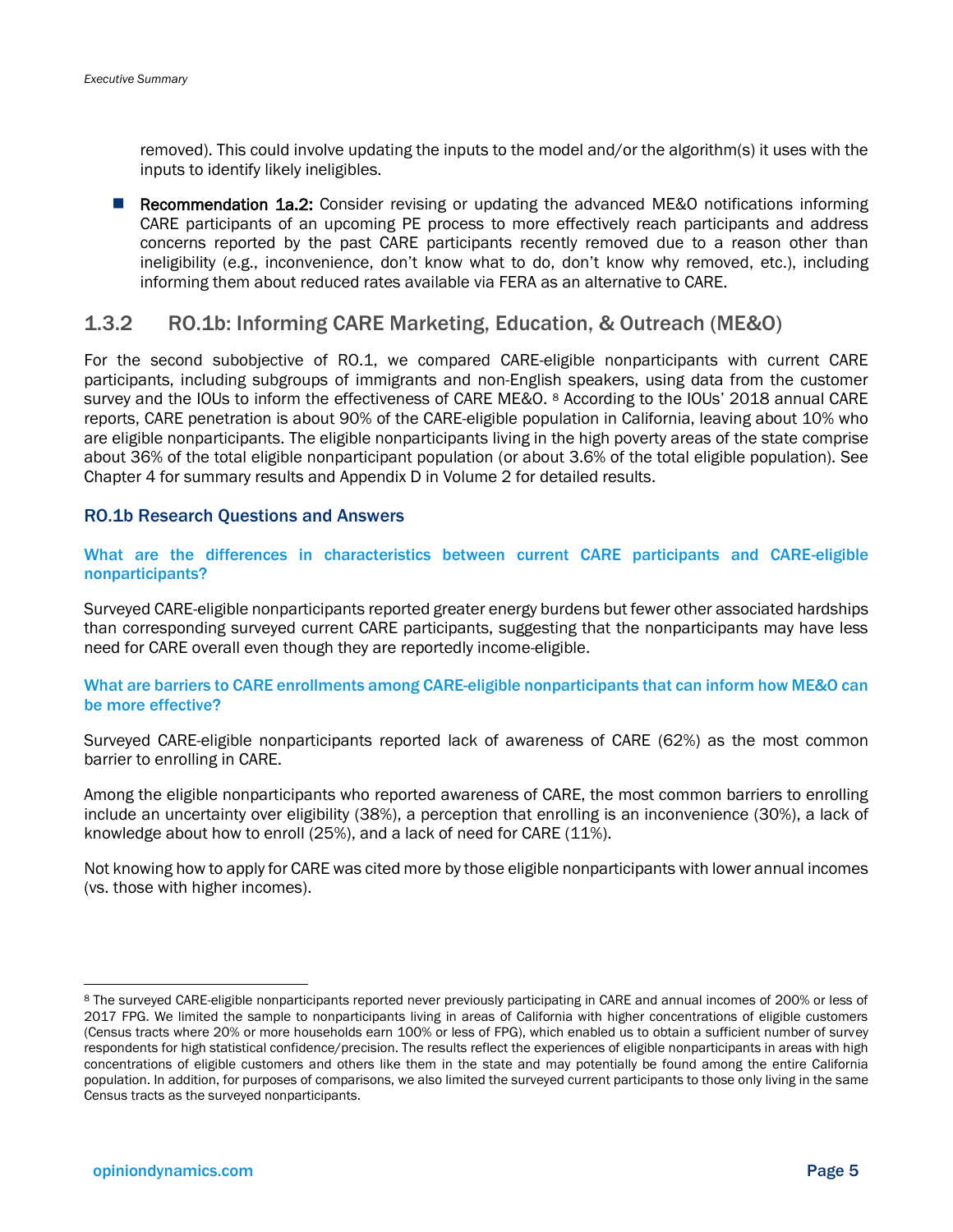removed). This could involve updating the inputs to the model and/or the algorithm(s) it uses with the inputs to identify likely ineligibles.

- **Recommendation 1a.2:** Consider revising or updating the advanced ME&O notifications informing CARE participants of an upcoming PE process to more effectively reach participants and address concerns reported by the past CARE participants recently removed due to a reason other than ineligibility (e.g., inconvenience, don't know what to do, don't know why removed, etc.), including informing them about reduced rates available via FERA as an alternative to CARE.

## 1.3.2 RO.1b: Informing CARE Marketing, Education, & Outreach (ME&O)

For the second subobjective of RO.1, we compared CARE-eligible nonparticipants with current CARE participants, including subgroups of immigrants and non-English speakers, using data from the customer survey and the IOUs to inform the effectiveness of CARE ME&O. [8] According to the IOUs' 2018 annual CARE reports, CARE penetration is about 90% of the CARE-eligible population in California, leaving about 10% who are eligible nonparticipants. The eligible nonparticipants living in the high poverty areas of the state comprise about 36% of the total eligible nonparticipant population (or about 3.6% of the total eligible population). See Chapter 4 for summary results and Appendix D in Volume 2 for detailed results.

### RO.1b Research Questions and Answers

#### What are the differences in characteristics between current CARE participants and CARE-eligible nonparticipants?

Surveyed CARE-eligible nonparticipants reported greater energy burdens but fewer other associated hardships than corresponding surveyed current CARE participants, suggesting that the nonparticipants may have less need for CARE overall even though they are reportedly income-eligible.

#### What are barriers to CARE enrollments among CARE-eligible nonparticipants that can inform how ME&O can be more effective?

Surveyed CARE-eligible nonparticipants reported lack of awareness of CARE (62%) as the most common barrier to enrolling in CARE.

Among the eligible nonparticipants who reported awareness of CARE, the most common barriers to enrolling include an uncertainty over eligibility (38%), a perception that enrolling is an inconvenience (30%), a lack of knowledge about how to enroll (25%), and a lack of need for CARE (11%).

Not knowing how to apply for CARE was cited more by those eligible nonparticipants with lower annual incomes (vs. those with higher incomes).

---

[8] The surveyed CARE-eligible nonparticipants reported never previously participating in CARE and annual incomes of 200% or less of 2017 FPG. We limited the sample to nonparticipants living in areas of California with higher concentrations of eligible customers (Census tracts where 20% or more households earn 100% or less of FPG), which enabled us to obtain a sufficient number of survey respondents for high statistical confidence/precision. The results reflect the experiences of eligible nonparticipants in areas with high concentrations of eligible customers and others like them in the state and may potentially be found among the entire California population. In addition, for purposes of comparisons, we also limited the surveyed current participants to those only living in the same Census tracts as the surveyed nonparticipants.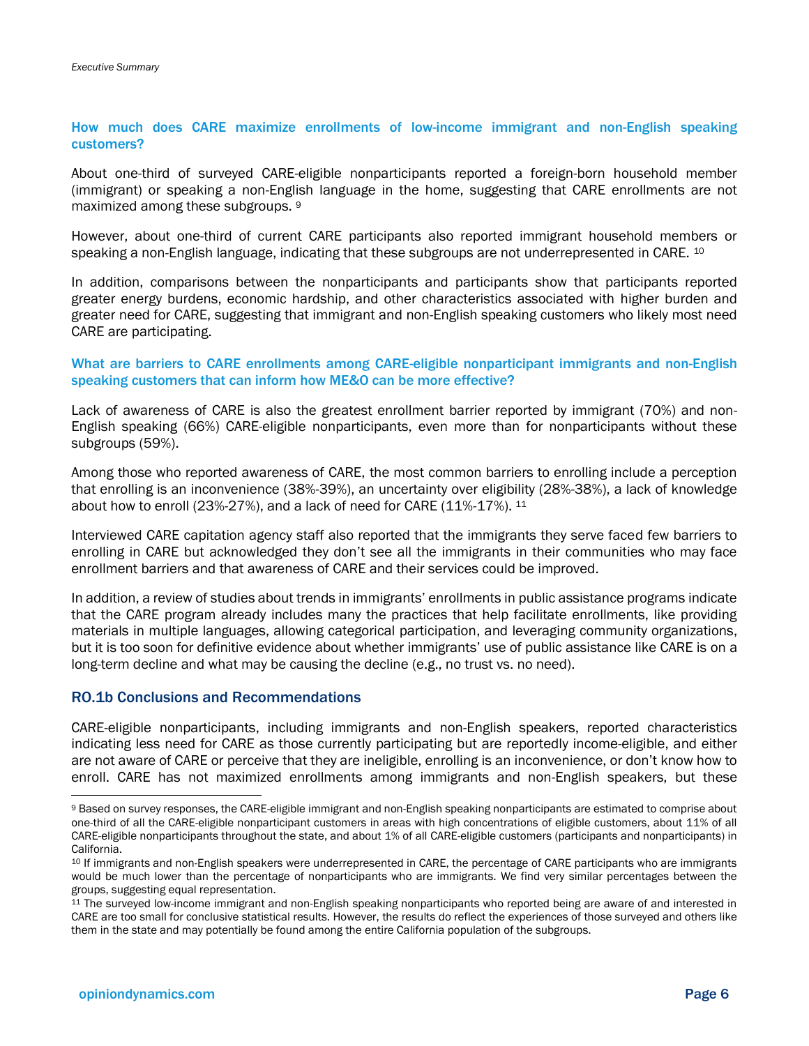### How much does CARE maximize enrollments of low-income immigrant and non-English speaking customers?

About one-third of surveyed CARE-eligible nonparticipants reported a foreign-born household member (immigrant) or speaking a non-English language in the home, suggesting that CARE enrollments are not maximized among these subgroups. [9]

However, about one-third of current CARE participants also reported immigrant household members or speaking a non-English language, indicating that these subgroups are not underrepresented in CARE. [10]

In addition, comparisons between the nonparticipants and participants show that participants reported greater energy burdens, economic hardship, and other characteristics associated with higher burden and greater need for CARE, suggesting that immigrant and non-English speaking customers who likely most need CARE are participating.

### What are barriers to CARE enrollments among CARE-eligible nonparticipant immigrants and non-English speaking customers that can inform how ME&O can be more effective?

Lack of awareness of CARE is also the greatest enrollment barrier reported by immigrant (70%) and non-English speaking (66%) CARE-eligible nonparticipants, even more than for nonparticipants without these subgroups (59%).

Among those who reported awareness of CARE, the most common barriers to enrolling include a perception that enrolling is an inconvenience (38%-39%), an uncertainty over eligibility (28%-38%), a lack of knowledge about how to enroll (23%-27%), and a lack of need for CARE (11%-17%). [11]

Interviewed CARE capitation agency staff also reported that the immigrants they serve faced few barriers to enrolling in CARE but acknowledged they don't see all the immigrants in their communities who may face enrollment barriers and that awareness of CARE and their services could be improved.

In addition, a review of studies about trends in immigrants' enrollments in public assistance programs indicate that the CARE program already includes many the practices that help facilitate enrollments, like providing materials in multiple languages, allowing categorical participation, and leveraging community organizations, but it is too soon for definitive evidence about whether immigrants' use of public assistance like CARE is on a long-term decline and what may be causing the decline (e.g., no trust vs. no need).

## RO.1b Conclusions and Recommendations

CARE-eligible nonparticipants, including immigrants and non-English speakers, reported characteristics indicating less need for CARE as those currently participating but are reportedly income-eligible, and either are not aware of CARE or perceive that they are ineligible, enrolling is an inconvenience, or don't know how to enroll. CARE has not maximized enrollments among immigrants and non-English speakers, but these

---

[9] Based on survey responses, the CARE-eligible immigrant and non-English speaking nonparticipants are estimated to comprise about one-third of all the CARE-eligible nonparticipant customers in areas with high concentrations of eligible customers, about 11% of all CARE-eligible nonparticipants throughout the state, and about 1% of all CARE-eligible customers (participants and nonparticipants) in California.

[10] If immigrants and non-English speakers were underrepresented in CARE, the percentage of CARE participants who are immigrants would be much lower than the percentage of nonparticipants who are immigrants. We find very similar percentages between the groups, suggesting equal representation.

[11] The surveyed low-income immigrant and non-English speaking nonparticipants who reported being are aware of and interested in CARE are too small for conclusive statistical results. However, the results do reflect the experiences of those surveyed and others like them in the state and may potentially be found among the entire California population of the subgroups.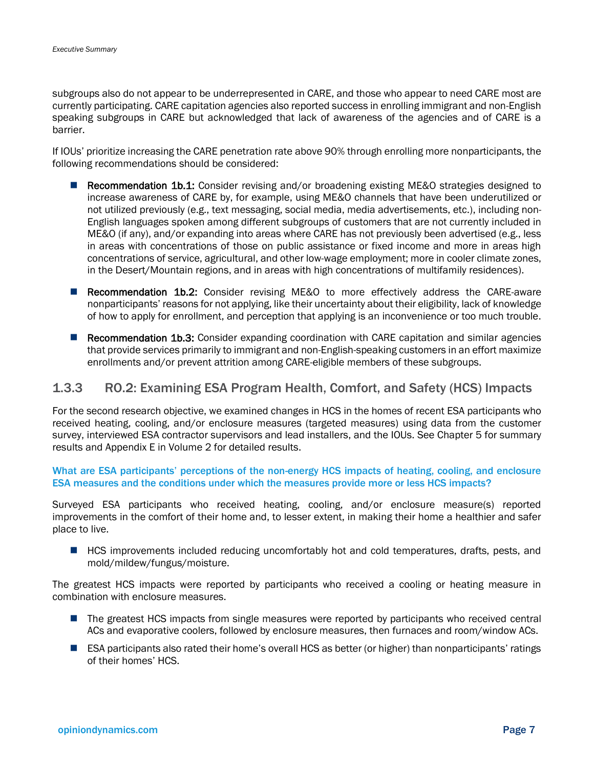subgroups also do not appear to be underrepresented in CARE, and those who appear to need CARE most are currently participating. CARE capitation agencies also reported success in enrolling immigrant and non-English speaking subgroups in CARE but acknowledged that lack of awareness of the agencies and of CARE is a barrier.

If IOUs' prioritize increasing the CARE penetration rate above 90% through enrolling more nonparticipants, the following recommendations should be considered:

- **Recommendation 1b.1:** Consider revising and/or broadening existing ME&O strategies designed to increase awareness of CARE by, for example, using ME&O channels that have been underutilized or not utilized previously (e.g., text messaging, social media, media advertisements, etc.), including non-English languages spoken among different subgroups of customers that are not currently included in ME&O (if any), and/or expanding into areas where CARE has not previously been advertised (e.g., less in areas with concentrations of those on public assistance or fixed income and more in areas high concentrations of service, agricultural, and other low-wage employment; more in cooler climate zones, in the Desert/Mountain regions, and in areas with high concentrations of multifamily residences).

- **Recommendation 1b.2:** Consider revising ME&O to more effectively address the CARE-aware nonparticipants' reasons for not applying, like their uncertainty about their eligibility, lack of knowledge of how to apply for enrollment, and perception that applying is an inconvenience or too much trouble.

- **Recommendation 1b.3:** Consider expanding coordination with CARE capitation and similar agencies that provide services primarily to immigrant and non-English-speaking customers in an effort maximize enrollments and/or prevent attrition among CARE-eligible members of these subgroups.

### 1.3.3 RO.2: Examining ESA Program Health, Comfort, and Safety (HCS) Impacts

For the second research objective, we examined changes in HCS in the homes of recent ESA participants who received heating, cooling, and/or enclosure measures (targeted measures) using data from the customer survey, interviewed ESA contractor supervisors and lead installers, and the IOUs. See Chapter 5 for summary results and Appendix E in Volume 2 for detailed results.

**What are ESA participants' perceptions of the non-energy HCS impacts of heating, cooling, and enclosure ESA measures and the conditions under which the measures provide more or less HCS impacts?**

Surveyed ESA participants who received heating, cooling, and/or enclosure measure(s) reported improvements in the comfort of their home and, to lesser extent, in making their home a healthier and safer place to live.

- HCS improvements included reducing uncomfortably hot and cold temperatures, drafts, pests, and mold/mildew/fungus/moisture.

The greatest HCS impacts were reported by participants who received a cooling or heating measure in combination with enclosure measures.

- The greatest HCS impacts from single measures were reported by participants who received central ACs and evaporative coolers, followed by enclosure measures, then furnaces and room/window ACs.
- ESA participants also rated their home's overall HCS as better (or higher) than nonparticipants' ratings of their homes' HCS.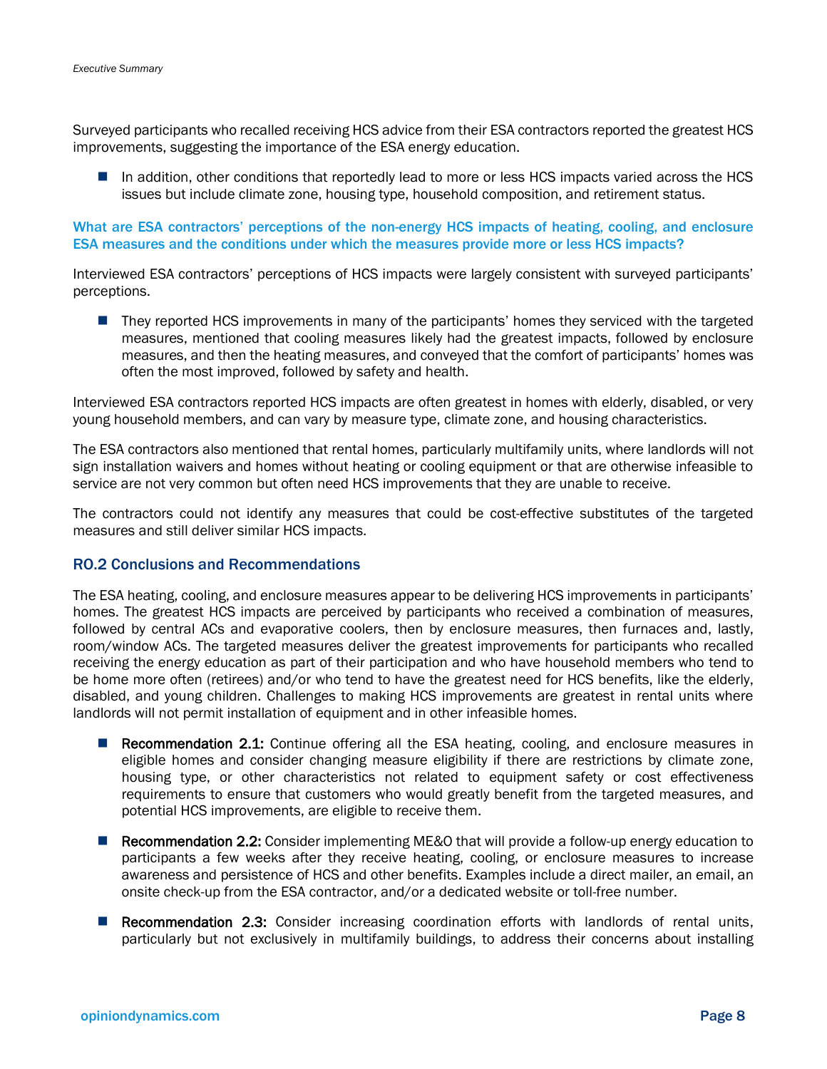Surveyed participants who recalled receiving HCS advice from their ESA contractors reported the greatest HCS improvements, suggesting the importance of the ESA energy education.

- In addition, other conditions that reportedly lead to more or less HCS impacts varied across the HCS issues but include climate zone, housing type, household composition, and retirement status.

**What are ESA contractors' perceptions of the non-energy HCS impacts of heating, cooling, and enclosure ESA measures and the conditions under which the measures provide more or less HCS impacts?**

Interviewed ESA contractors' perceptions of HCS impacts were largely consistent with surveyed participants' perceptions.

- They reported HCS improvements in many of the participants' homes they serviced with the targeted measures, mentioned that cooling measures likely had the greatest impacts, followed by enclosure measures, and then the heating measures, and conveyed that the comfort of participants' homes was often the most improved, followed by safety and health.

Interviewed ESA contractors reported HCS impacts are often greatest in homes with elderly, disabled, or very young household members, and can vary by measure type, climate zone, and housing characteristics.

The ESA contractors also mentioned that rental homes, particularly multifamily units, where landlords will not sign installation waivers and homes without heating or cooling equipment or that are otherwise infeasible to service are not very common but often need HCS improvements that they are unable to receive.

The contractors could not identify any measures that could be cost-effective substitutes of the targeted measures and still deliver similar HCS impacts.

### RO.2 Conclusions and Recommendations

The ESA heating, cooling, and enclosure measures appear to be delivering HCS improvements in participants' homes. The greatest HCS impacts are perceived by participants who received a combination of measures, followed by central ACs and evaporative coolers, then by enclosure measures, then furnaces and, lastly, room/window ACs. The targeted measures deliver the greatest improvements for participants who recalled receiving the energy education as part of their participation and who have household members who tend to be home more often (retirees) and/or who tend to have the greatest need for HCS benefits, like the elderly, disabled, and young children. Challenges to making HCS improvements are greatest in rental units where landlords will not permit installation of equipment and in other infeasible homes.

- **Recommendation 2.1:** Continue offering all the ESA heating, cooling, and enclosure measures in eligible homes and consider changing measure eligibility if there are restrictions by climate zone, housing type, or other characteristics not related to equipment safety or cost effectiveness requirements to ensure that customers who would greatly benefit from the targeted measures, and potential HCS improvements, are eligible to receive them.

- **Recommendation 2.2:** Consider implementing ME&O that will provide a follow-up energy education to participants a few weeks after they receive heating, cooling, or enclosure measures to increase awareness and persistence of HCS and other benefits. Examples include a direct mailer, an email, an onsite check-up from the ESA contractor, and/or a dedicated website or toll-free number.

- **Recommendation 2.3:** Consider increasing coordination efforts with landlords of rental units, particularly but not exclusively in multifamily buildings, to address their concerns about installing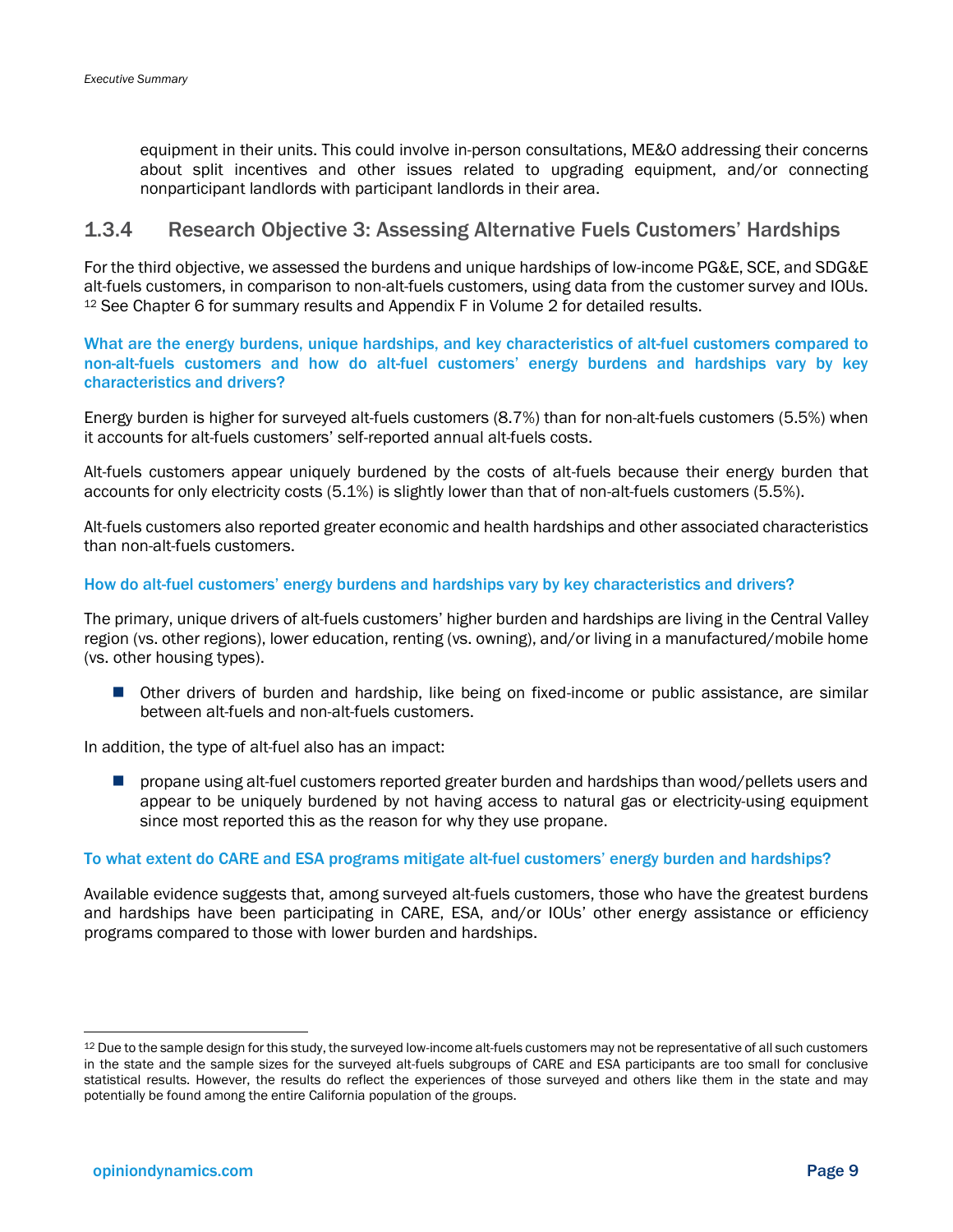equipment in their units. This could involve in-person consultations, ME&O addressing their concerns about split incentives and other issues related to upgrading equipment, and/or connecting nonparticipant landlords with participant landlords in their area.

### 1.3.4 Research Objective 3: Assessing Alternative Fuels Customers' Hardships

For the third objective, we assessed the burdens and unique hardships of low-income PG&E, SCE, and SDG&E alt-fuels customers, in comparison to non-alt-fuels customers, using data from the customer survey and IOUs.[12] See Chapter 6 for summary results and Appendix F in Volume 2 for detailed results.

**What are the energy burdens, unique hardships, and key characteristics of alt-fuel customers compared to non-alt-fuels customers and how do alt-fuel customers' energy burdens and hardships vary by key characteristics and drivers?**

Energy burden is higher for surveyed alt-fuels customers (8.7%) than for non-alt-fuels customers (5.5%) when it accounts for alt-fuels customers' self-reported annual alt-fuels costs.

Alt-fuels customers appear uniquely burdened by the costs of alt-fuels because their energy burden that accounts for only electricity costs (5.1%) is slightly lower than that of non-alt-fuels customers (5.5%).

Alt-fuels customers also reported greater economic and health hardships and other associated characteristics than non-alt-fuels customers.

**How do alt-fuel customers' energy burdens and hardships vary by key characteristics and drivers?**

The primary, unique drivers of alt-fuels customers' higher burden and hardships are living in the Central Valley region (vs. other regions), lower education, renting (vs. owning), and/or living in a manufactured/mobile home (vs. other housing types).

- Other drivers of burden and hardship, like being on fixed-income or public assistance, are similar between alt-fuels and non-alt-fuels customers.

In addition, the type of alt-fuel also has an impact:

- propane using alt-fuel customers reported greater burden and hardships than wood/pellets users and appear to be uniquely burdened by not having access to natural gas or electricity-using equipment since most reported this as the reason for why they use propane.

**To what extent do CARE and ESA programs mitigate alt-fuel customers' energy burden and hardships?**

Available evidence suggests that, among surveyed alt-fuels customers, those who have the greatest burdens and hardships have been participating in CARE, ESA, and/or IOUs' other energy assistance or efficiency programs compared to those with lower burden and hardships.

---

[12] Due to the sample design for this study, the surveyed low-income alt-fuels customers may not be representative of all such customers in the state and the sample sizes for the surveyed alt-fuels subgroups of CARE and ESA participants are too small for conclusive statistical results. However, the results do reflect the experiences of those surveyed and others like them in the state and may potentially be found among the entire California population of the groups.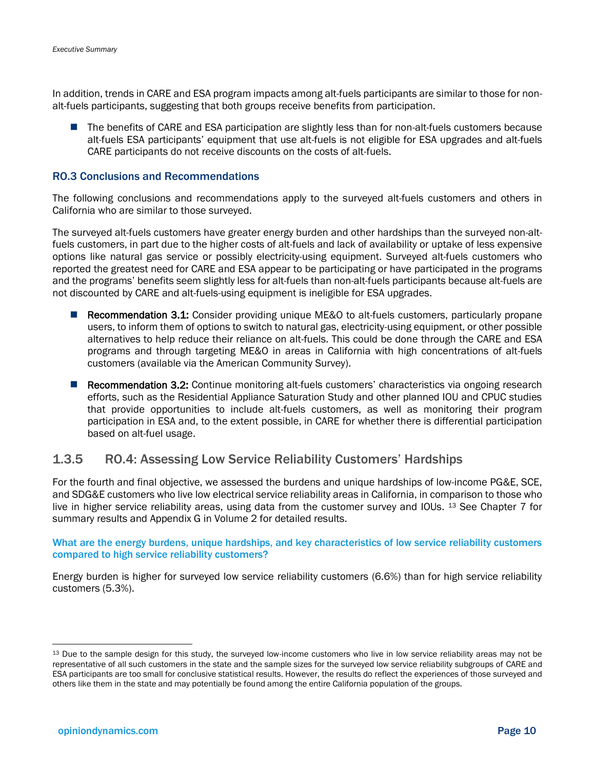In addition, trends in CARE and ESA program impacts among alt-fuels participants are similar to those for non-alt-fuels participants, suggesting that both groups receive benefits from participation.

- The benefits of CARE and ESA participation are slightly less than for non-alt-fuels customers because alt-fuels ESA participants' equipment that use alt-fuels is not eligible for ESA upgrades and alt-fuels CARE participants do not receive discounts on the costs of alt-fuels.

### RO.3 Conclusions and Recommendations

The following conclusions and recommendations apply to the surveyed alt-fuels customers and others in California who are similar to those surveyed.

The surveyed alt-fuels customers have greater energy burden and other hardships than the surveyed non-alt-fuels customers, in part due to the higher costs of alt-fuels and lack of availability or uptake of less expensive options like natural gas service or possibly electricity-using equipment. Surveyed alt-fuels customers who reported the greatest need for CARE and ESA appear to be participating or have participated in the programs and the programs' benefits seem slightly less for alt-fuels than non-alt-fuels participants because alt-fuels are not discounted by CARE and alt-fuels-using equipment is ineligible for ESA upgrades.

- **Recommendation 3.1:** Consider providing unique ME&O to alt-fuels customers, particularly propane users, to inform them of options to switch to natural gas, electricity-using equipment, or other possible alternatives to help reduce their reliance on alt-fuels. This could be done through the CARE and ESA programs and through targeting ME&O in areas in California with high concentrations of alt-fuels customers (available via the American Community Survey).
- **Recommendation 3.2:** Continue monitoring alt-fuels customers' characteristics via ongoing research efforts, such as the Residential Appliance Saturation Study and other planned IOU and CPUC studies that provide opportunities to include alt-fuels customers, as well as monitoring their program participation in ESA and, to the extent possible, in CARE for whether there is differential participation based on alt-fuel usage.

## 1.3.5 RO.4: Assessing Low Service Reliability Customers' Hardships

For the fourth and final objective, we assessed the burdens and unique hardships of low-income PG&E, SCE, and SDG&E customers who live low electrical service reliability areas in California, in comparison to those who live in higher service reliability areas, using data from the customer survey and IOUs. [13] See Chapter 7 for summary results and Appendix G in Volume 2 for detailed results.

#### What are the energy burdens, unique hardships, and key characteristics of low service reliability customers compared to high service reliability customers?

Energy burden is higher for surveyed low service reliability customers (6.6%) than for high service reliability customers (5.3%).

[13] Due to the sample design for this study, the surveyed low-income customers who live in low service reliability areas may not be representative of all such customers in the state and the sample sizes for the surveyed low service reliability subgroups of CARE and ESA participants are too small for conclusive statistical results. However, the results do reflect the experiences of those surveyed and others like them in the state and may potentially be found among the entire California population of the groups.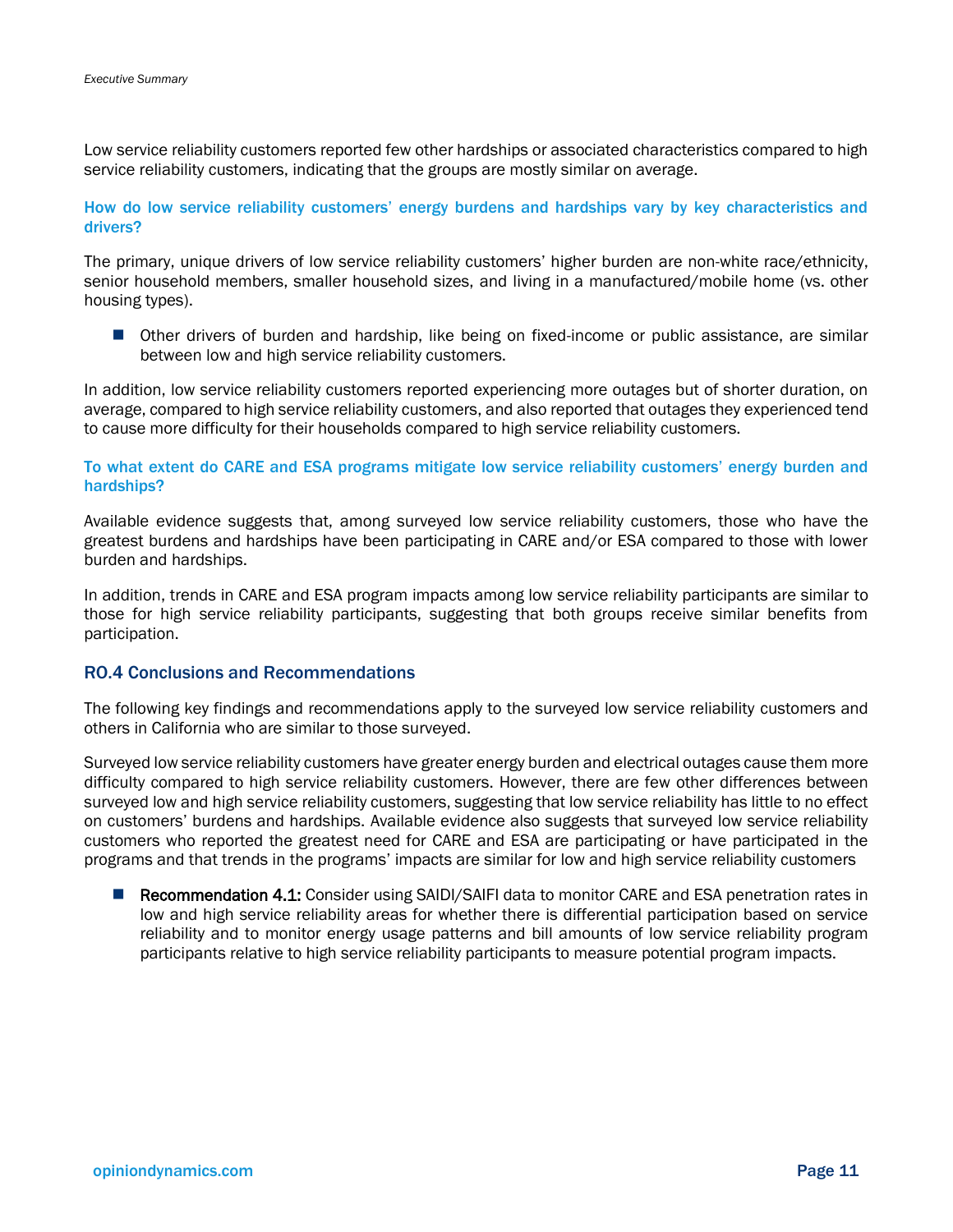Low service reliability customers reported few other hardships or associated characteristics compared to high service reliability customers, indicating that the groups are mostly similar on average.

#### How do low service reliability customers' energy burdens and hardships vary by key characteristics and drivers?

The primary, unique drivers of low service reliability customers' higher burden are non-white race/ethnicity, senior household members, smaller household sizes, and living in a manufactured/mobile home (vs. other housing types).

- Other drivers of burden and hardship, like being on fixed-income or public assistance, are similar between low and high service reliability customers.

In addition, low service reliability customers reported experiencing more outages but of shorter duration, on average, compared to high service reliability customers, and also reported that outages they experienced tend to cause more difficulty for their households compared to high service reliability customers.

#### To what extent do CARE and ESA programs mitigate low service reliability customers' energy burden and hardships?

Available evidence suggests that, among surveyed low service reliability customers, those who have the greatest burdens and hardships have been participating in CARE and/or ESA compared to those with lower burden and hardships.

In addition, trends in CARE and ESA program impacts among low service reliability participants are similar to those for high service reliability participants, suggesting that both groups receive similar benefits from participation.

### RO.4 Conclusions and Recommendations

The following key findings and recommendations apply to the surveyed low service reliability customers and others in California who are similar to those surveyed.

Surveyed low service reliability customers have greater energy burden and electrical outages cause them more difficulty compared to high service reliability customers. However, there are few other differences between surveyed low and high service reliability customers, suggesting that low service reliability has little to no effect on customers' burdens and hardships. Available evidence also suggests that surveyed low service reliability customers who reported the greatest need for CARE and ESA are participating or have participated in the programs and that trends in the programs' impacts are similar for low and high service reliability customers

- **Recommendation 4.1:** Consider using SAIDI/SAIFI data to monitor CARE and ESA penetration rates in low and high service reliability areas for whether there is differential participation based on service reliability and to monitor energy usage patterns and bill amounts of low service reliability program participants relative to high service reliability participants to measure potential program impacts.